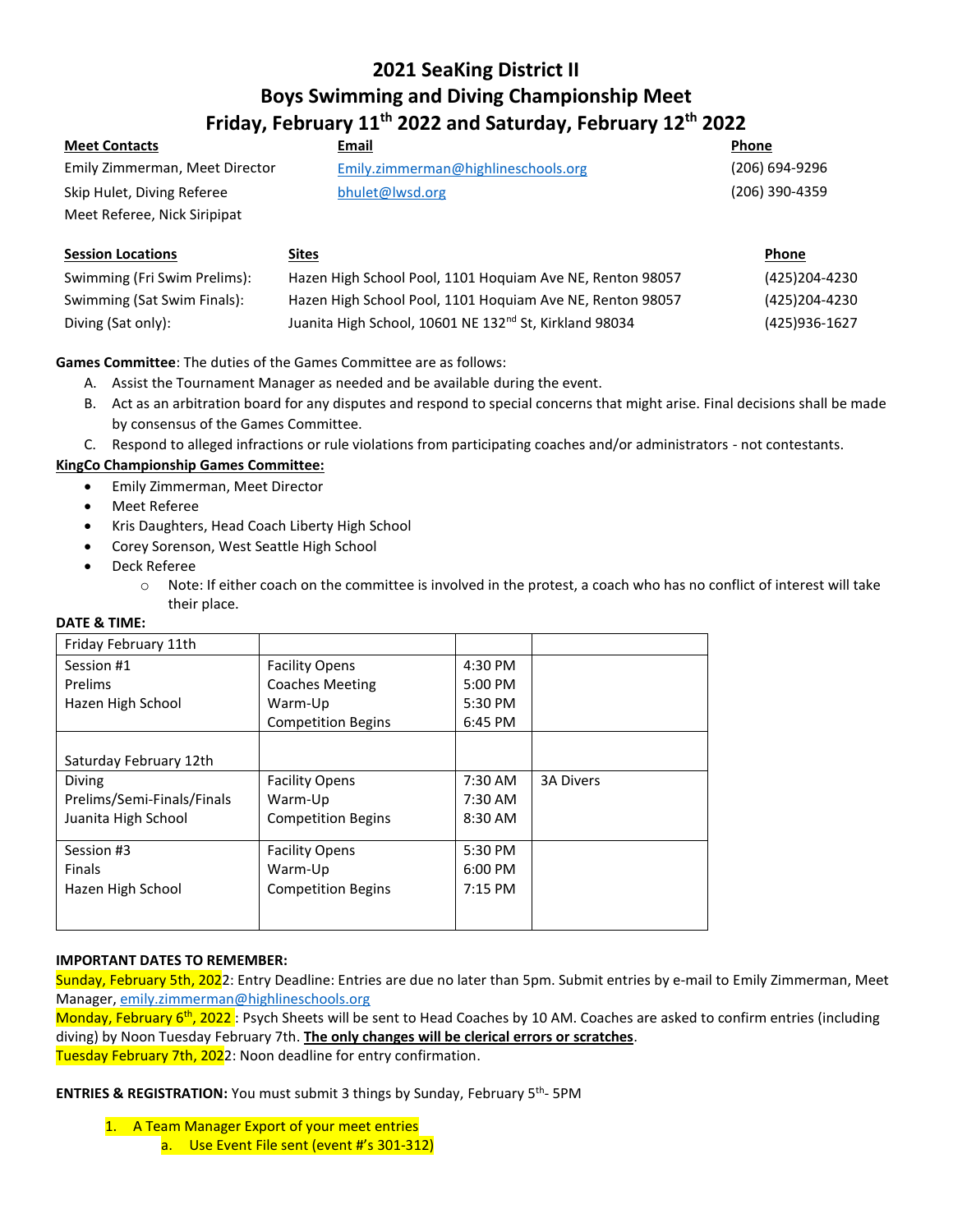# 2021 SeaKing District II
# Boys Swimming and Diving Championship Meet
# Friday, February 11th 2022 and Saturday, February 12th 2022

| Meet Contacts | Email | Phone |
|---|---|---|
| Emily Zimmerman, Meet Director | Emily.zimmerman@highlineschools.org | (206) 694-9296 |
| Skip Hulet, Diving Referee | bhulet@lwsd.org | (206) 390-4359 |
| Meet Referee, Nick Siripipat | | |

| Session Locations | Sites | Phone |
|---|---|---|
| Swimming (Fri Swim Prelims): | Hazen High School Pool, 1101 Hoquiam Ave NE, Renton 98057 | (425)204-4230 |
| Swimming (Sat Swim Finals): | Hazen High School Pool, 1101 Hoquiam Ave NE, Renton 98057 | (425)204-4230 |
| Diving (Sat only): | Juanita High School, 10601 NE 132nd St, Kirkland 98034 | (425)936-1627 |

**Games Committee**: The duties of the Games Committee are as follows:

A. Assist the Tournament Manager as needed and be available during the event.
B. Act as an arbitration board for any disputes and respond to special concerns that might arise. Final decisions shall be made by consensus of the Games Committee.
C. Respond to alleged infractions or rule violations from participating coaches and/or administrators - not contestants.

**KingCo Championship Games Committee:**

- Emily Zimmerman, Meet Director
- Meet Referee
- Kris Daughters, Head Coach Liberty High School
- Corey Sorenson, West Seattle High School
- Deck Referee
  - Note: If either coach on the committee is involved in the protest, a coach who has no conflict of interest will take their place.

**DATE & TIME:**

| Friday February 11th | | | |
|---|---|---|---|
| Session #1<br>Prelims<br>Hazen High School | Facility Opens<br>Coaches Meeting<br>Warm-Up<br>Competition Begins | 4:30 PM<br>5:00 PM<br>5:30 PM<br>6:45 PM | |
| Saturday February 12th | | | |
| Diving<br>Prelims/Semi-Finals/Finals<br>Juanita High School | Facility Opens<br>Warm-Up<br>Competition Begins | 7:30 AM<br>7:30 AM<br>8:30 AM | 3A Divers |
| Session #3<br>Finals<br>Hazen High School | Facility Opens<br>Warm-Up<br>Competition Begins | 5:30 PM<br>6:00 PM<br>7:15 PM | |

**IMPORTANT DATES TO REMEMBER:**

Sunday, February 5th, 2022: Entry Deadline: Entries are due no later than 5pm. Submit entries by e-mail to Emily Zimmerman, Meet Manager, emily.zimmerman@highlineschools.org

Monday, February 6th, 2022 : Psych Sheets will be sent to Head Coaches by 10 AM. Coaches are asked to confirm entries (including diving) by Noon Tuesday February 7th. **The only changes will be clerical errors or scratches**.

Tuesday February 7th, 2022: Noon deadline for entry confirmation.

**ENTRIES & REGISTRATION:** You must submit 3 things by Sunday, February 5th- 5PM

1. A Team Manager Export of your meet entries
   a. Use Event File sent (event #'s 301-312)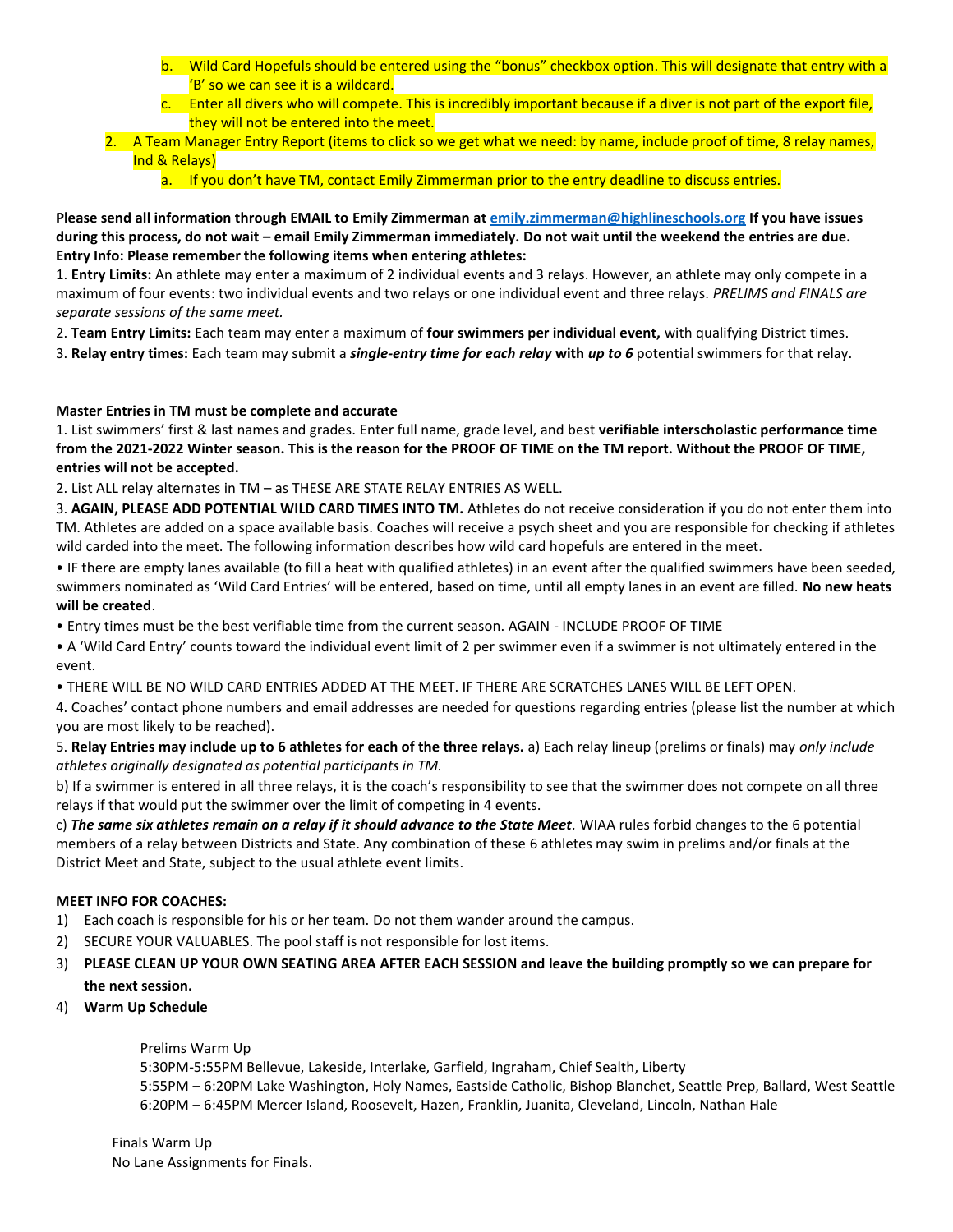b. Wild Card Hopefuls should be entered using the "bonus" checkbox option. This will designate that entry with a 'B' so we can see it is a wildcard.

c. Enter all divers who will compete. This is incredibly important because if a diver is not part of the export file, they will not be entered into the meet.

2. A Team Manager Entry Report (items to click so we get what we need: by name, include proof of time, 8 relay names, Ind & Relays)

   a. If you don't have TM, contact Emily Zimmerman prior to the entry deadline to discuss entries.

**Please send all information through EMAIL to Emily Zimmerman at emily.zimmerman@highlineschools.org If you have issues during this process, do not wait – email Emily Zimmerman immediately. Do not wait until the weekend the entries are due. Entry Info: Please remember the following items when entering athletes:**

1. **Entry Limits:** An athlete may enter a maximum of 2 individual events and 3 relays. However, an athlete may only compete in a maximum of four events: two individual events and two relays or one individual event and three relays. *PRELIMS and FINALS are separate sessions of the same meet.*

2. **Team Entry Limits:** Each team may enter a maximum of **four swimmers per individual event,** with qualifying District times.

3. **Relay entry times:** Each team may submit a ***single-entry time for each relay*** **with** ***up to 6*** potential swimmers for that relay.

**Master Entries in TM must be complete and accurate**

1. List swimmers' first & last names and grades. Enter full name, grade level, and best **verifiable interscholastic performance time from the 2021-2022 Winter season. This is the reason for the PROOF OF TIME on the TM report. Without the PROOF OF TIME, entries will not be accepted.**

2. List ALL relay alternates in TM – as THESE ARE STATE RELAY ENTRIES AS WELL.

3. **AGAIN, PLEASE ADD POTENTIAL WILD CARD TIMES INTO TM.** Athletes do not receive consideration if you do not enter them into TM. Athletes are added on a space available basis. Coaches will receive a psych sheet and you are responsible for checking if athletes wild carded into the meet. The following information describes how wild card hopefuls are entered in the meet.

• IF there are empty lanes available (to fill a heat with qualified athletes) in an event after the qualified swimmers have been seeded, swimmers nominated as 'Wild Card Entries' will be entered, based on time, until all empty lanes in an event are filled. **No new heats will be created**.

• Entry times must be the best verifiable time from the current season. AGAIN - INCLUDE PROOF OF TIME

• A 'Wild Card Entry' counts toward the individual event limit of 2 per swimmer even if a swimmer is not ultimately entered in the event.

• THERE WILL BE NO WILD CARD ENTRIES ADDED AT THE MEET. IF THERE ARE SCRATCHES LANES WILL BE LEFT OPEN.

4. Coaches' contact phone numbers and email addresses are needed for questions regarding entries (please list the number at which you are most likely to be reached).

5. **Relay Entries may include up to 6 athletes for each of the three relays.** a) Each relay lineup (prelims or finals) may *only include athletes originally designated as potential participants in TM.*

b) If a swimmer is entered in all three relays, it is the coach's responsibility to see that the swimmer does not compete on all three relays if that would put the swimmer over the limit of competing in 4 events.

c) ***The same six athletes remain on a relay if it should advance to the State Meet***. WIAA rules forbid changes to the 6 potential members of a relay between Districts and State. Any combination of these 6 athletes may swim in prelims and/or finals at the District Meet and State, subject to the usual athlete event limits.

**MEET INFO FOR COACHES:**

1) Each coach is responsible for his or her team. Do not them wander around the campus.
2) SECURE YOUR VALUABLES. The pool staff is not responsible for lost items.
3) **PLEASE CLEAN UP YOUR OWN SEATING AREA AFTER EACH SESSION and leave the building promptly so we can prepare for the next session.**
4) **Warm Up Schedule**

Prelims Warm Up
5:30PM-5:55PM Bellevue, Lakeside, Interlake, Garfield, Ingraham, Chief Sealth, Liberty
5:55PM – 6:20PM Lake Washington, Holy Names, Eastside Catholic, Bishop Blanchet, Seattle Prep, Ballard, West Seattle
6:20PM – 6:45PM Mercer Island, Roosevelt, Hazen, Franklin, Juanita, Cleveland, Lincoln, Nathan Hale

Finals Warm Up
No Lane Assignments for Finals.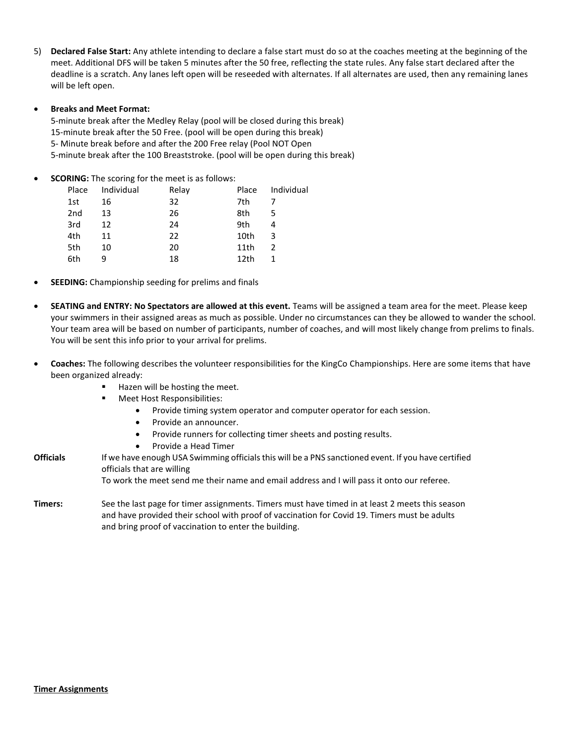5) **Declared False Start:** Any athlete intending to declare a false start must do so at the coaches meeting at the beginning of the meet. Additional DFS will be taken 5 minutes after the 50 free, reflecting the state rules. Any false start declared after the deadline is a scratch. Any lanes left open will be reseeded with alternates. If all alternates are used, then any remaining lanes will be left open.

- **Breaks and Meet Format:**
  5-minute break after the Medley Relay (pool will be closed during this break)
  15-minute break after the 50 Free. (pool will be open during this break)
  5- Minute break before and after the 200 Free relay (Pool NOT Open
  5-minute break after the 100 Breaststroke. (pool will be open during this break)

- **SCORING:** The scoring for the meet is as follows:

| Place | Individual | Relay | Place | Individual |
|---|---|---|---|---|
| 1st | 16 | 32 | 7th | 7 |
| 2nd | 13 | 26 | 8th | 5 |
| 3rd | 12 | 24 | 9th | 4 |
| 4th | 11 | 22 | 10th | 3 |
| 5th | 10 | 20 | 11th | 2 |
| 6th | 9 | 18 | 12th | 1 |

- **SEEDING:** Championship seeding for prelims and finals

- **SEATING and ENTRY: No Spectators are allowed at this event.** Teams will be assigned a team area for the meet. Please keep your swimmers in their assigned areas as much as possible. Under no circumstances can they be allowed to wander the school. Your team area will be based on number of participants, number of coaches, and will most likely change from prelims to finals. You will be sent this info prior to your arrival for prelims.

- **Coaches:** The following describes the volunteer responsibilities for the KingCo Championships. Here are some items that have been organized already:
  - Hazen will be hosting the meet.
  - Meet Host Responsibilities:
    - Provide timing system operator and computer operator for each session.
    - Provide an announcer.
    - Provide runners for collecting timer sheets and posting results.
    - Provide a Head Timer

**Officials** If we have enough USA Swimming officials this will be a PNS sanctioned event. If you have certified officials that are willing
To work the meet send me their name and email address and I will pass it onto our referee.

**Timers:** See the last page for timer assignments. Timers must have timed in at least 2 meets this season and have provided their school with proof of vaccination for Covid 19. Timers must be adults and bring proof of vaccination to enter the building.

**<u>Timer Assignments</u>**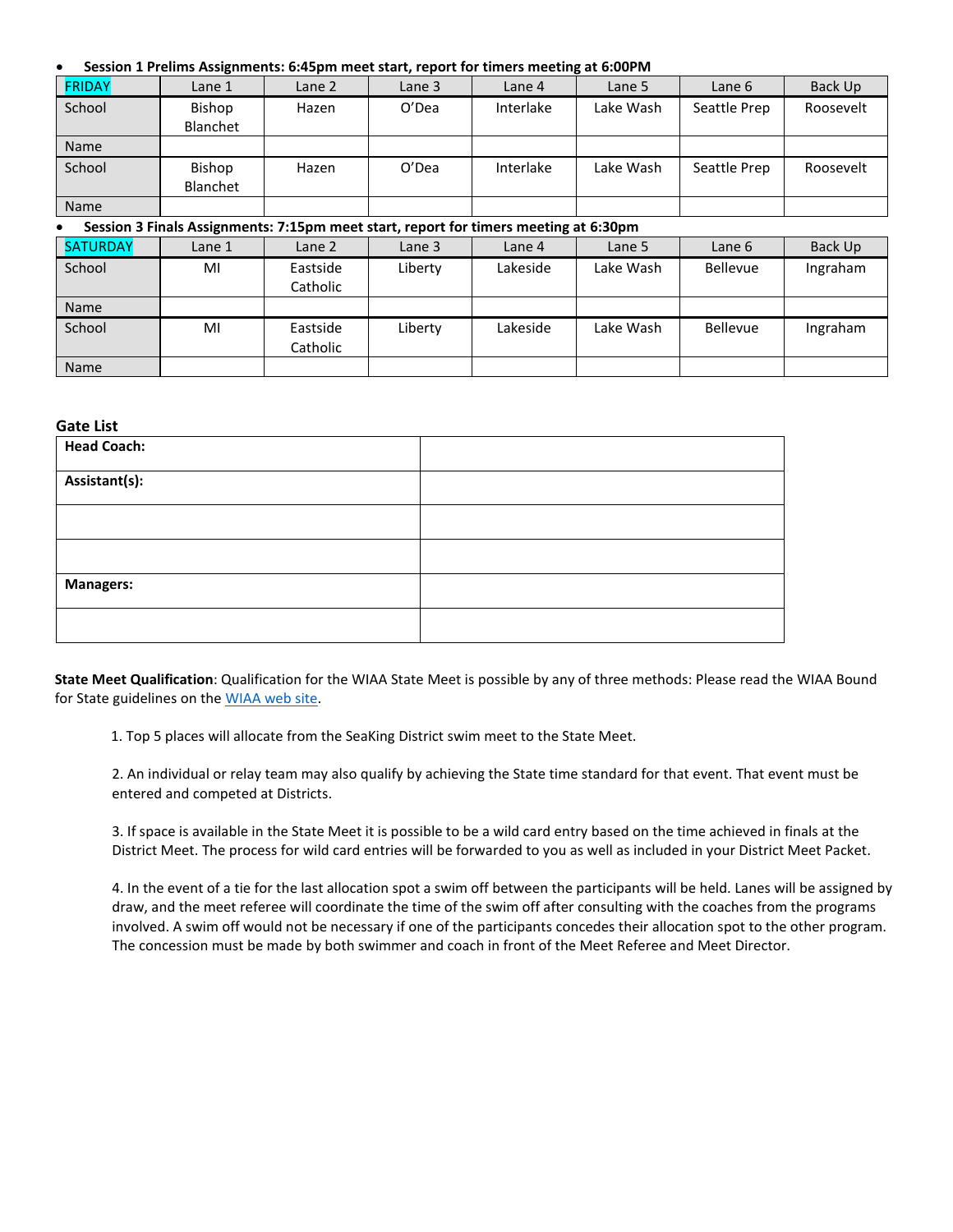- **Session 1 Prelims Assignments: 6:45pm meet start, report for timers meeting at 6:00PM**

| FRIDAY | Lane 1 | Lane 2 | Lane 3 | Lane 4 | Lane 5 | Lane 6 | Back Up |
|---|---|---|---|---|---|---|---|
| School | Bishop Blanchet | Hazen | O'Dea | Interlake | Lake Wash | Seattle Prep | Roosevelt |
| Name | | | | | | | |
| School | Bishop Blanchet | Hazen | O'Dea | Interlake | Lake Wash | Seattle Prep | Roosevelt |
| Name | | | | | | | |

- **Session 3 Finals Assignments: 7:15pm meet start, report for timers meeting at 6:30pm**

| SATURDAY | Lane 1 | Lane 2 | Lane 3 | Lane 4 | Lane 5 | Lane 6 | Back Up |
|---|---|---|---|---|---|---|---|
| School | MI | Eastside Catholic | Liberty | Lakeside | Lake Wash | Bellevue | Ingraham |
| Name | | | | | | | |
| School | MI | Eastside Catholic | Liberty | Lakeside | Lake Wash | Bellevue | Ingraham |
| Name | | | | | | | |

**Gate List**

| | |
|---|---|
| **Head Coach:** | |
| **Assistant(s):** | |
| | |
| | |
| **Managers:** | |
| | |

**State Meet Qualification**: Qualification for the WIAA State Meet is possible by any of three methods: Please read the WIAA Bound for State guidelines on the WIAA web site.

1. Top 5 places will allocate from the SeaKing District swim meet to the State Meet.

2. An individual or relay team may also qualify by achieving the State time standard for that event. That event must be entered and competed at Districts.

3. If space is available in the State Meet it is possible to be a wild card entry based on the time achieved in finals at the District Meet. The process for wild card entries will be forwarded to you as well as included in your District Meet Packet.

4. In the event of a tie for the last allocation spot a swim off between the participants will be held. Lanes will be assigned by draw, and the meet referee will coordinate the time of the swim off after consulting with the coaches from the programs involved. A swim off would not be necessary if one of the participants concedes their allocation spot to the other program. The concession must be made by both swimmer and coach in front of the Meet Referee and Meet Director.